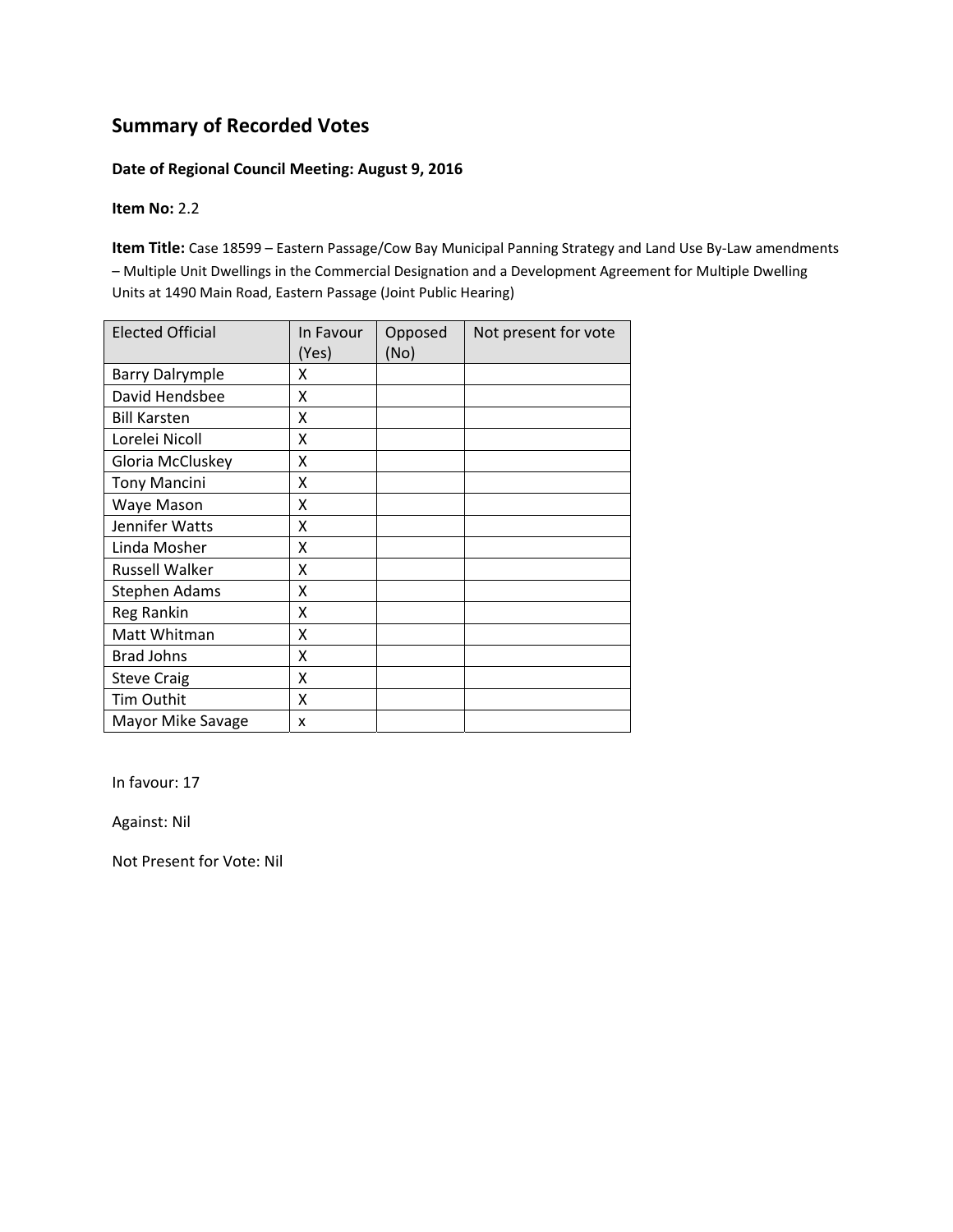## Summary of Recorded Votes

**Date of Regional Council Meeting: August 9, 2016**

**Item No:** 2.2

**Item Title:** Case 18599 – Eastern Passage/Cow Bay Municipal Panning Strategy and Land Use By-Law amendments – Multiple Unit Dwellings in the Commercial Designation and a Development Agreement for Multiple Dwelling Units at 1490 Main Road, Eastern Passage (Joint Public Hearing)

| Elected Official | In Favour (Yes) | Opposed (No) | Not present for vote |
|---|---|---|---|
| Barry Dalrymple | X | | |
| David Hendsbee | X | | |
| Bill Karsten | X | | |
| Lorelei Nicoll | X | | |
| Gloria McCluskey | X | | |
| Tony Mancini | X | | |
| Waye Mason | X | | |
| Jennifer Watts | X | | |
| Linda Mosher | X | | |
| Russell Walker | X | | |
| Stephen Adams | X | | |
| Reg Rankin | X | | |
| Matt Whitman | X | | |
| Brad Johns | X | | |
| Steve Craig | X | | |
| Tim Outhit | X | | |
| Mayor Mike Savage | x | | |

In favour: 17

Against: Nil

Not Present for Vote: Nil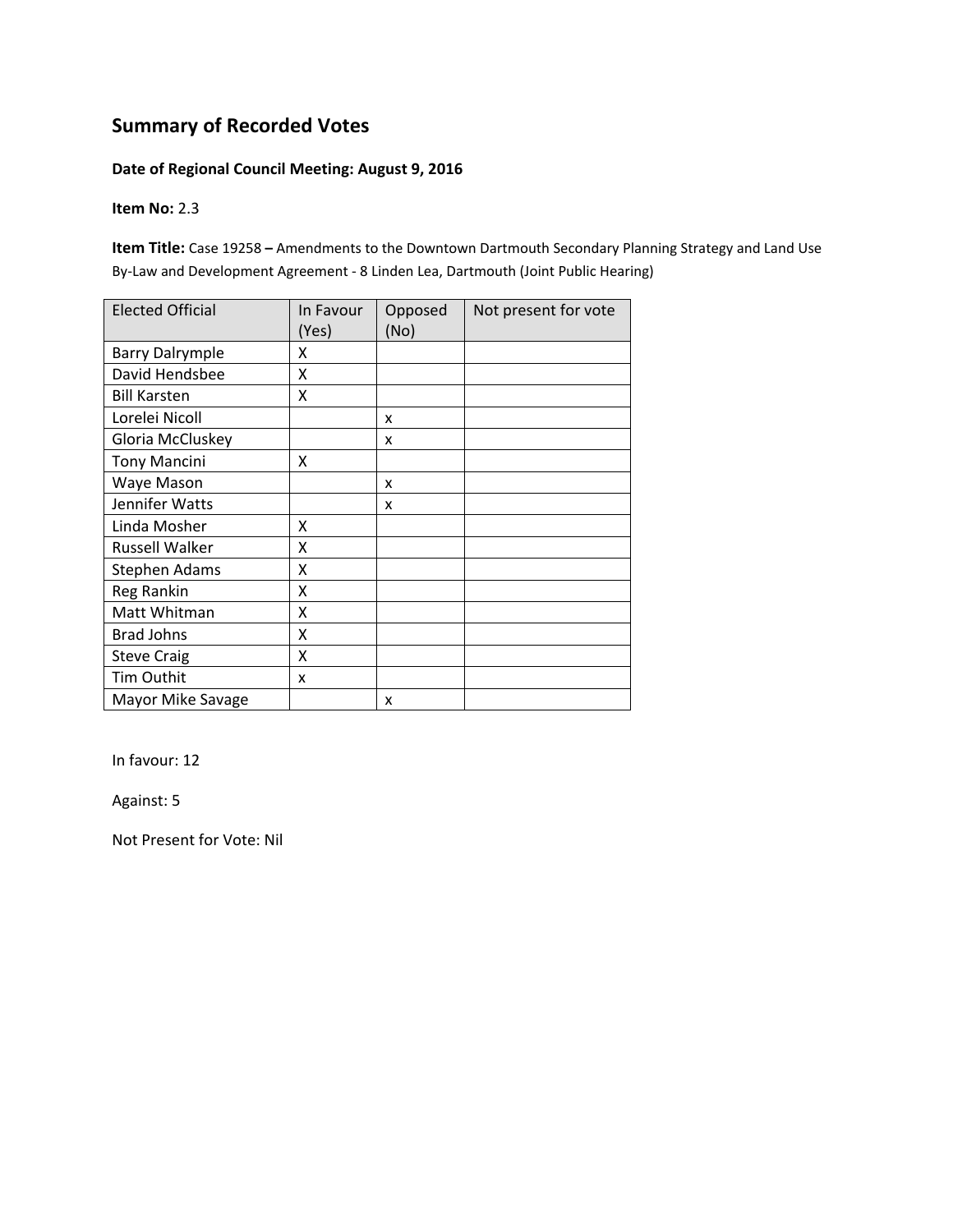## Summary of Recorded Votes

**Date of Regional Council Meeting: August 9, 2016**

**Item No:** 2.3

**Item Title:** Case 19258 **–** Amendments to the Downtown Dartmouth Secondary Planning Strategy and Land Use By-Law and Development Agreement - 8 Linden Lea, Dartmouth (Joint Public Hearing)

| Elected Official | In Favour (Yes) | Opposed (No) | Not present for vote |
|---|---|---|---|
| Barry Dalrymple | X | | |
| David Hendsbee | X | | |
| Bill Karsten | X | | |
| Lorelei Nicoll | | x | |
| Gloria McCluskey | | x | |
| Tony Mancini | X | | |
| Waye Mason | | x | |
| Jennifer Watts | | x | |
| Linda Mosher | X | | |
| Russell Walker | X | | |
| Stephen Adams | X | | |
| Reg Rankin | X | | |
| Matt Whitman | X | | |
| Brad Johns | X | | |
| Steve Craig | X | | |
| Tim Outhit | x | | |
| Mayor Mike Savage | | x | |

In favour: 12

Against: 5

Not Present for Vote: Nil